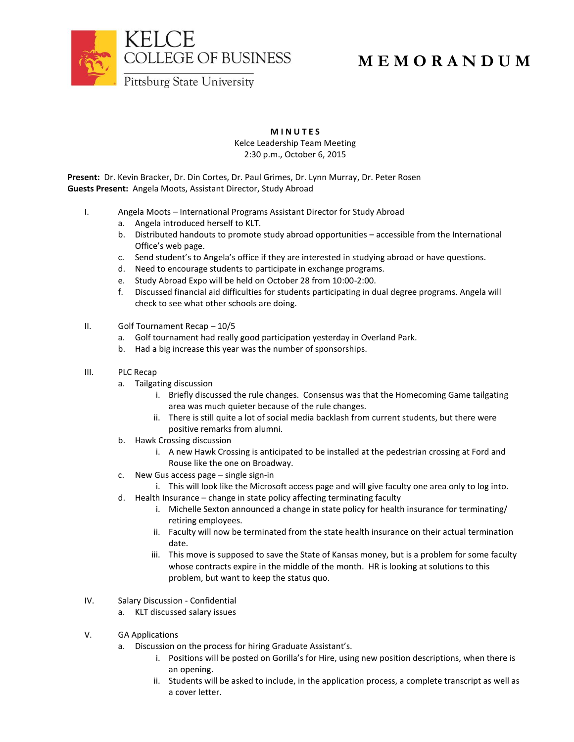KELCE
COLLEGE OF BUSINESS
Pittsburg State University

# MEMORANDUM

**MINUTES**

Kelce Leadership Team Meeting
2:30 p.m., October 6, 2015

**Present:** Dr. Kevin Bracker, Dr. Din Cortes, Dr. Paul Grimes, Dr. Lynn Murray, Dr. Peter Rosen
**Guests Present:** Angela Moots, Assistant Director, Study Abroad

I. Angela Moots – International Programs Assistant Director for Study Abroad
   a. Angela introduced herself to KLT.
   b. Distributed handouts to promote study abroad opportunities – accessible from the International Office's web page.
   c. Send student's to Angela's office if they are interested in studying abroad or have questions.
   d. Need to encourage students to participate in exchange programs.
   e. Study Abroad Expo will be held on October 28 from 10:00-2:00.
   f. Discussed financial aid difficulties for students participating in dual degree programs. Angela will check to see what other schools are doing.

II. Golf Tournament Recap – 10/5
   a. Golf tournament had really good participation yesterday in Overland Park.
   b. Had a big increase this year was the number of sponsorships.

III. PLC Recap
   a. Tailgating discussion
      i. Briefly discussed the rule changes. Consensus was that the Homecoming Game tailgating area was much quieter because of the rule changes.
      ii. There is still quite a lot of social media backlash from current students, but there were positive remarks from alumni.
   b. Hawk Crossing discussion
      i. A new Hawk Crossing is anticipated to be installed at the pedestrian crossing at Ford and Rouse like the one on Broadway.
   c. New Gus access page – single sign-in
      i. This will look like the Microsoft access page and will give faculty one area only to log into.
   d. Health Insurance – change in state policy affecting terminating faculty
      i. Michelle Sexton announced a change in state policy for health insurance for terminating/ retiring employees.
      ii. Faculty will now be terminated from the state health insurance on their actual termination date.
      iii. This move is supposed to save the State of Kansas money, but is a problem for some faculty whose contracts expire in the middle of the month. HR is looking at solutions to this problem, but want to keep the status quo.

IV. Salary Discussion - Confidential
   a. KLT discussed salary issues

V. GA Applications
   a. Discussion on the process for hiring Graduate Assistant's.
      i. Positions will be posted on Gorilla's for Hire, using new position descriptions, when there is an opening.
      ii. Students will be asked to include, in the application process, a complete transcript as well as a cover letter.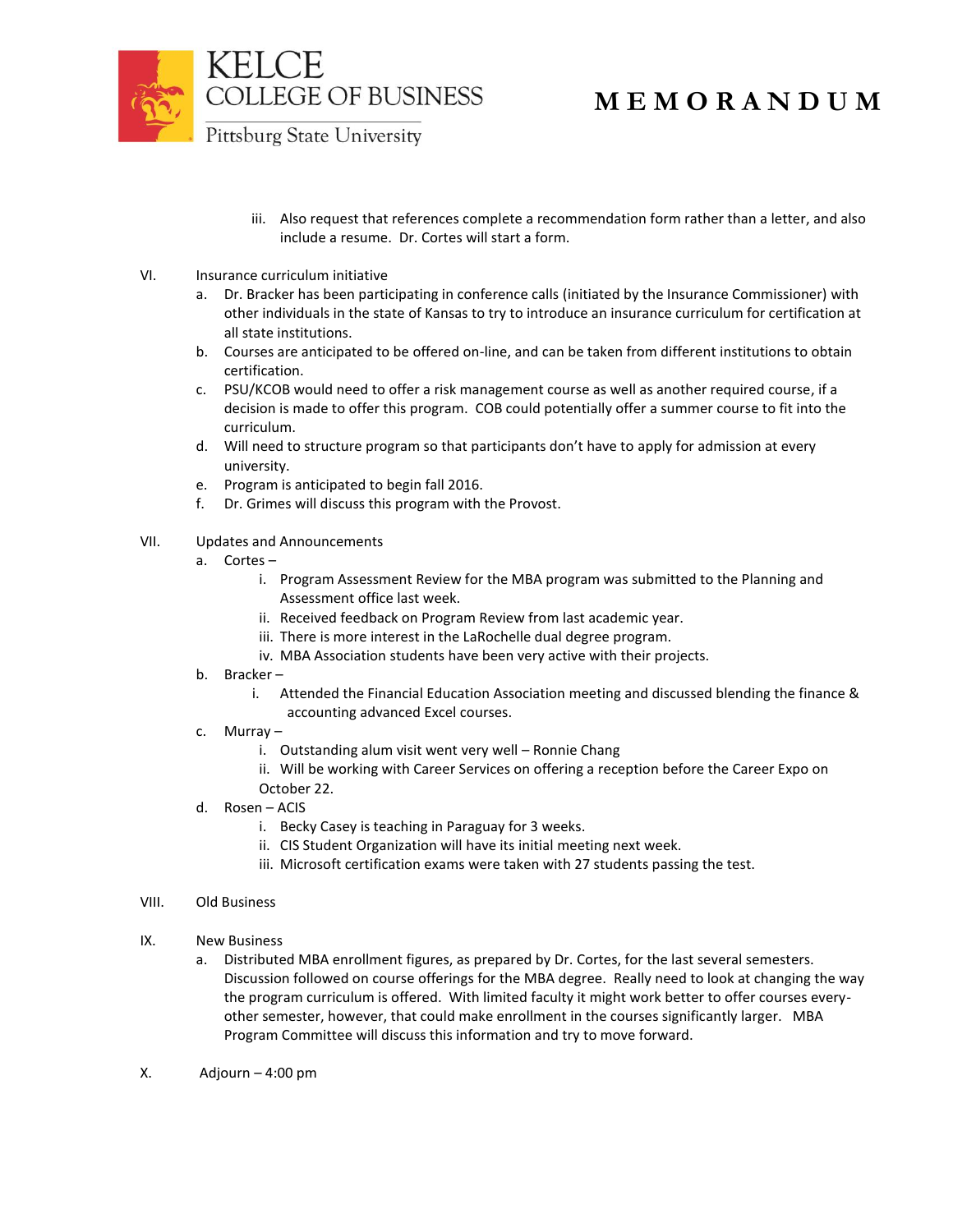iii. Also request that references complete a recommendation form rather than a letter, and also include a resume. Dr. Cortes will start a form.

VI. Insurance curriculum initiative

a. Dr. Bracker has been participating in conference calls (initiated by the Insurance Commissioner) with other individuals in the state of Kansas to try to introduce an insurance curriculum for certification at all state institutions.

b. Courses are anticipated to be offered on-line, and can be taken from different institutions to obtain certification.

c. PSU/KCOB would need to offer a risk management course as well as another required course, if a decision is made to offer this program. COB could potentially offer a summer course to fit into the curriculum.

d. Will need to structure program so that participants don't have to apply for admission at every university.

e. Program is anticipated to begin fall 2016.

f. Dr. Grimes will discuss this program with the Provost.

VII. Updates and Announcements

a. Cortes –

i. Program Assessment Review for the MBA program was submitted to the Planning and Assessment office last week.

ii. Received feedback on Program Review from last academic year.

iii. There is more interest in the LaRochelle dual degree program.

iv. MBA Association students have been very active with their projects.

b. Bracker –

i. Attended the Financial Education Association meeting and discussed blending the finance & accounting advanced Excel courses.

c. Murray –

i. Outstanding alum visit went very well – Ronnie Chang

ii. Will be working with Career Services on offering a reception before the Career Expo on October 22.

d. Rosen – ACIS

i. Becky Casey is teaching in Paraguay for 3 weeks.

ii. CIS Student Organization will have its initial meeting next week.

iii. Microsoft certification exams were taken with 27 students passing the test.

VIII. Old Business

IX. New Business

a. Distributed MBA enrollment figures, as prepared by Dr. Cortes, for the last several semesters. Discussion followed on course offerings for the MBA degree. Really need to look at changing the way the program curriculum is offered. With limited faculty it might work better to offer courses every-other semester, however, that could make enrollment in the courses significantly larger. MBA Program Committee will discuss this information and try to move forward.

X. Adjourn – 4:00 pm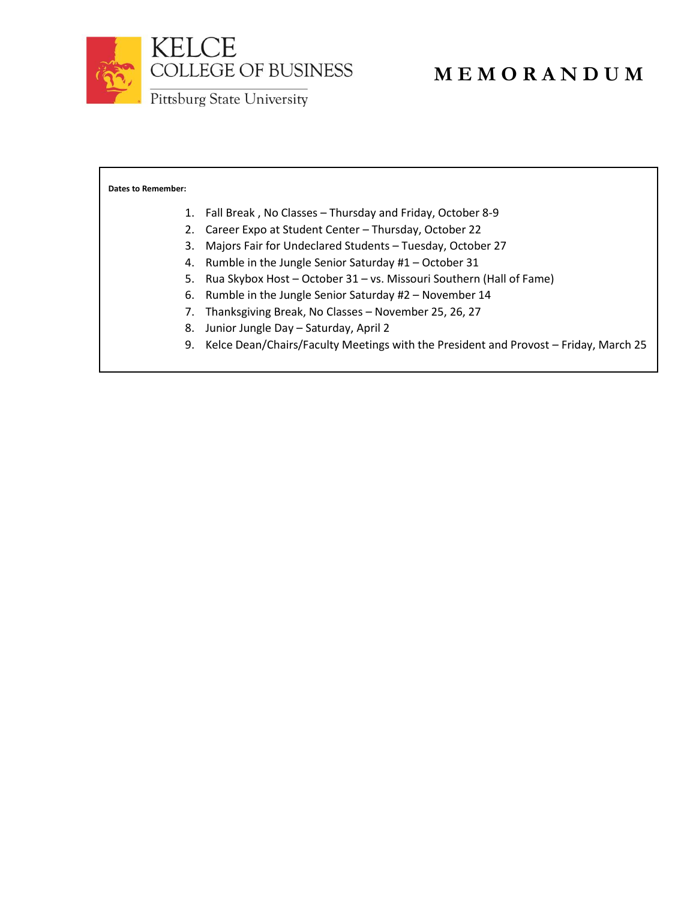KELCE
COLLEGE OF BUSINESS
Pittsburg State University

# MEMORANDUM

**Dates to Remember:**

1. Fall Break , No Classes – Thursday and Friday, October 8-9
2. Career Expo at Student Center – Thursday, October 22
3. Majors Fair for Undeclared Students – Tuesday, October 27
4. Rumble in the Jungle Senior Saturday #1 – October 31
5. Rua Skybox Host – October 31 – vs. Missouri Southern (Hall of Fame)
6. Rumble in the Jungle Senior Saturday #2 – November 14
7. Thanksgiving Break, No Classes – November 25, 26, 27
8. Junior Jungle Day – Saturday, April 2
9. Kelce Dean/Chairs/Faculty Meetings with the President and Provost – Friday, March 25